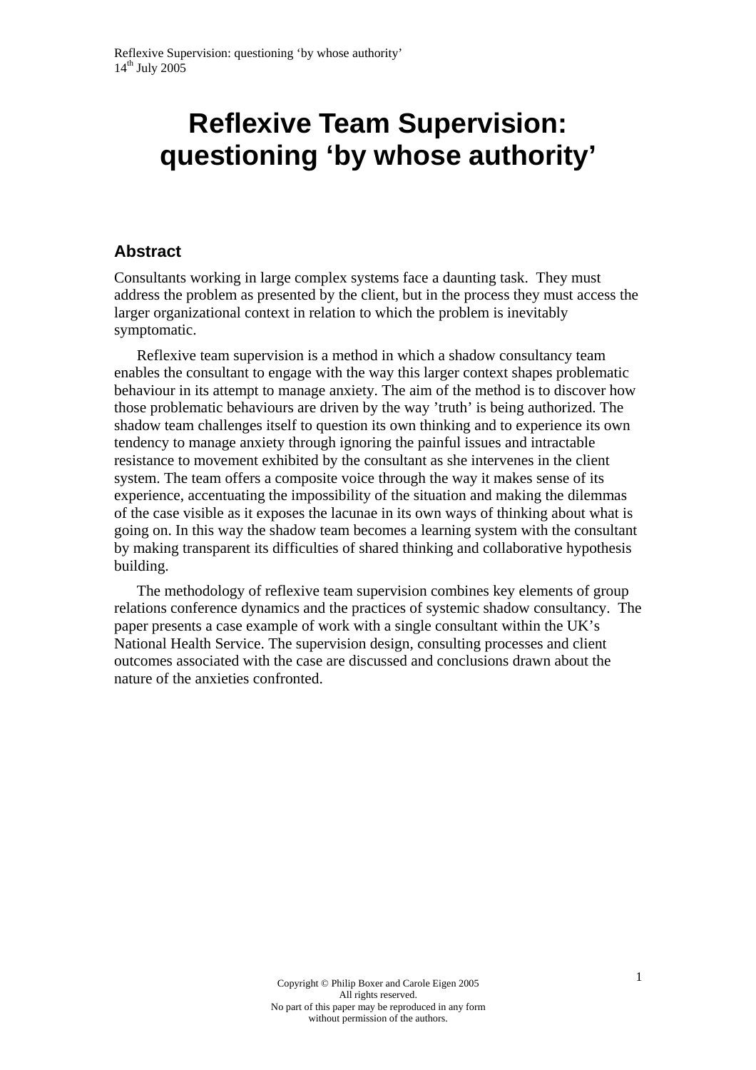# Reflexive Team Supervision: questioning 'by whose authority'

## Abstract

Consultants working in large complex systems face a daunting task. They must address the problem as presented by the client, but in the process they must access the larger organizational context in relation to which the problem is inevitably symptomatic.

Reflexive team supervision is a method in which a shadow consultancy team enables the consultant to engage with the way this larger context shapes problematic behaviour in its attempt to manage anxiety. The aim of the method is to discover how those problematic behaviours are driven by the way 'truth' is being authorized. The shadow team challenges itself to question its own thinking and to experience its own tendency to manage anxiety through ignoring the painful issues and intractable resistance to movement exhibited by the consultant as she intervenes in the client system. The team offers a composite voice through the way it makes sense of its experience, accentuating the impossibility of the situation and making the dilemmas of the case visible as it exposes the lacunae in its own ways of thinking about what is going on. In this way the shadow team becomes a learning system with the consultant by making transparent its difficulties of shared thinking and collaborative hypothesis building.

The methodology of reflexive team supervision combines key elements of group relations conference dynamics and the practices of systemic shadow consultancy. The paper presents a case example of work with a single consultant within the UK's National Health Service. The supervision design, consulting processes and client outcomes associated with the case are discussed and conclusions drawn about the nature of the anxieties confronted.

Copyright © Philip Boxer and Carole Eigen 2005
All rights reserved.
No part of this paper may be reproduced in any form without permission of the authors.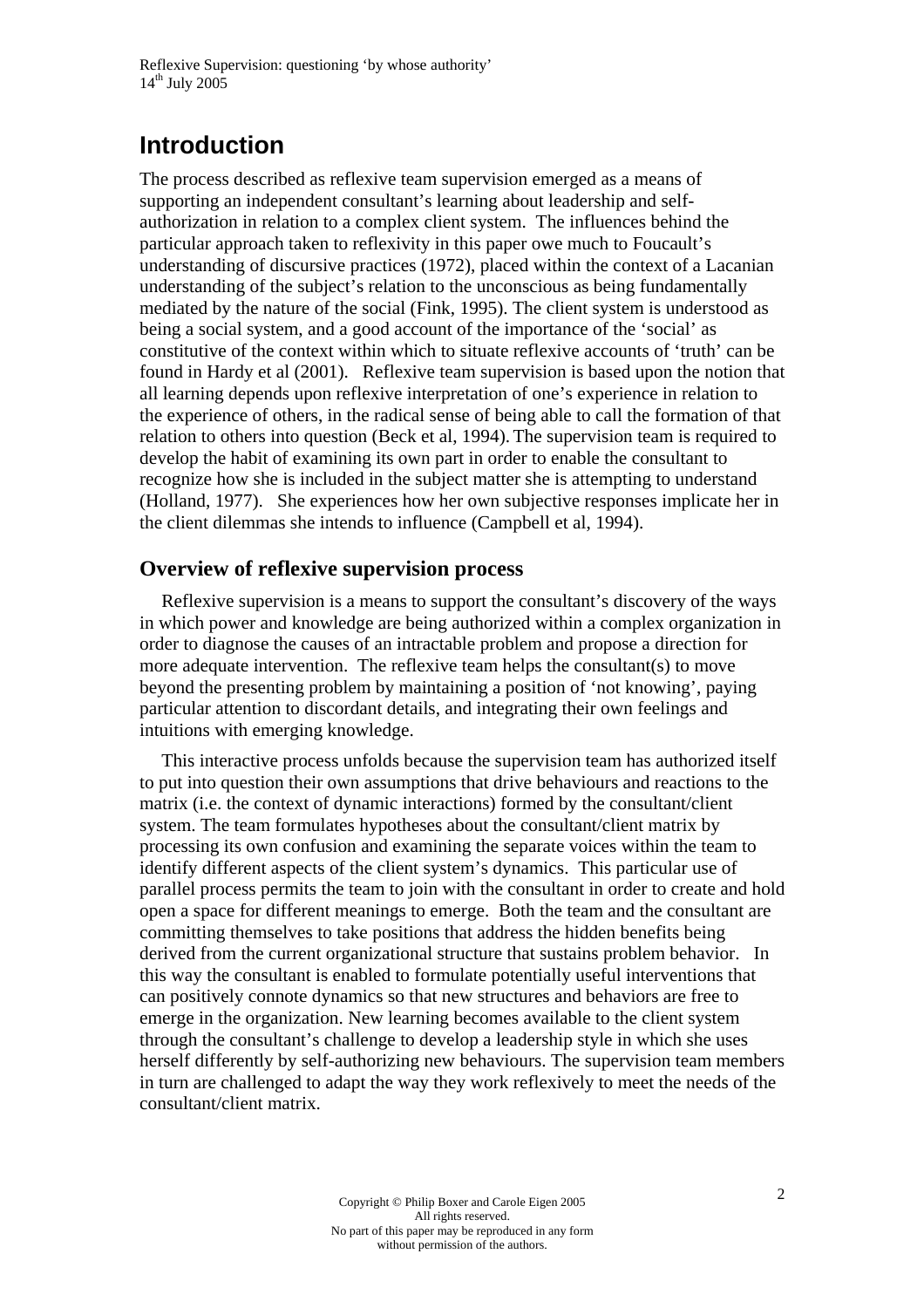# Introduction

The process described as reflexive team supervision emerged as a means of supporting an independent consultant's learning about leadership and self-authorization in relation to a complex client system. The influences behind the particular approach taken to reflexivity in this paper owe much to Foucault's understanding of discursive practices (1972), placed within the context of a Lacanian understanding of the subject's relation to the unconscious as being fundamentally mediated by the nature of the social (Fink, 1995). The client system is understood as being a social system, and a good account of the importance of the 'social' as constitutive of the context within which to situate reflexive accounts of 'truth' can be found in Hardy et al (2001). Reflexive team supervision is based upon the notion that all learning depends upon reflexive interpretation of one's experience in relation to the experience of others, in the radical sense of being able to call the formation of that relation to others into question (Beck et al, 1994). The supervision team is required to develop the habit of examining its own part in order to enable the consultant to recognize how she is included in the subject matter she is attempting to understand (Holland, 1977). She experiences how her own subjective responses implicate her in the client dilemmas she intends to influence (Campbell et al, 1994).

## Overview of reflexive supervision process

Reflexive supervision is a means to support the consultant's discovery of the ways in which power and knowledge are being authorized within a complex organization in order to diagnose the causes of an intractable problem and propose a direction for more adequate intervention. The reflexive team helps the consultant(s) to move beyond the presenting problem by maintaining a position of 'not knowing', paying particular attention to discordant details, and integrating their own feelings and intuitions with emerging knowledge.

This interactive process unfolds because the supervision team has authorized itself to put into question their own assumptions that drive behaviours and reactions to the matrix (i.e. the context of dynamic interactions) formed by the consultant/client system. The team formulates hypotheses about the consultant/client matrix by processing its own confusion and examining the separate voices within the team to identify different aspects of the client system's dynamics. This particular use of parallel process permits the team to join with the consultant in order to create and hold open a space for different meanings to emerge. Both the team and the consultant are committing themselves to take positions that address the hidden benefits being derived from the current organizational structure that sustains problem behavior. In this way the consultant is enabled to formulate potentially useful interventions that can positively connote dynamics so that new structures and behaviors are free to emerge in the organization. New learning becomes available to the client system through the consultant's challenge to develop a leadership style in which she uses herself differently by self-authorizing new behaviours. The supervision team members in turn are challenged to adapt the way they work reflexively to meet the needs of the consultant/client matrix.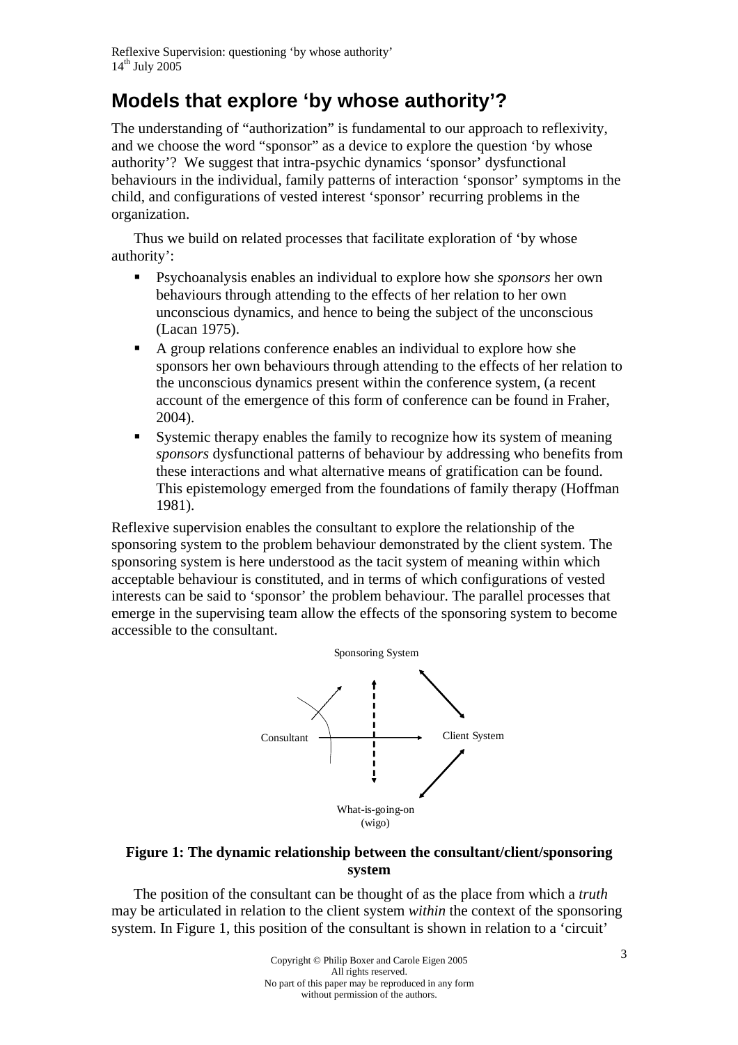## Models that explore 'by whose authority'?

The understanding of "authorization" is fundamental to our approach to reflexivity, and we choose the word "sponsor" as a device to explore the question 'by whose authority'? We suggest that intra-psychic dynamics 'sponsor' dysfunctional behaviours in the individual, family patterns of interaction 'sponsor' symptoms in the child, and configurations of vested interest 'sponsor' recurring problems in the organization.

Thus we build on related processes that facilitate exploration of 'by whose authority':

- Psychoanalysis enables an individual to explore how she *sponsors* her own behaviours through attending to the effects of her relation to her own unconscious dynamics, and hence to being the subject of the unconscious (Lacan 1975).
- A group relations conference enables an individual to explore how she sponsors her own behaviours through attending to the effects of her relation to the unconscious dynamics present within the conference system, (a recent account of the emergence of this form of conference can be found in Fraher, 2004).
- Systemic therapy enables the family to recognize how its system of meaning *sponsors* dysfunctional patterns of behaviour by addressing who benefits from these interactions and what alternative means of gratification can be found. This epistemology emerged from the foundations of family therapy (Hoffman 1981).

Reflexive supervision enables the consultant to explore the relationship of the sponsoring system to the problem behaviour demonstrated by the client system. The sponsoring system is here understood as the tacit system of meaning within which acceptable behaviour is constituted, and in terms of which configurations of vested interests can be said to 'sponsor' the problem behaviour. The parallel processes that emerge in the supervising team allow the effects of the sponsoring system to become accessible to the consultant.

Sponsoring System

Consultant     Client System

What-is-going-on (wigo)

**Figure 1: The dynamic relationship between the consultant/client/sponsoring system**

The position of the consultant can be thought of as the place from which a *truth* may be articulated in relation to the client system *within* the context of the sponsoring system. In Figure 1, this position of the consultant is shown in relation to a 'circuit'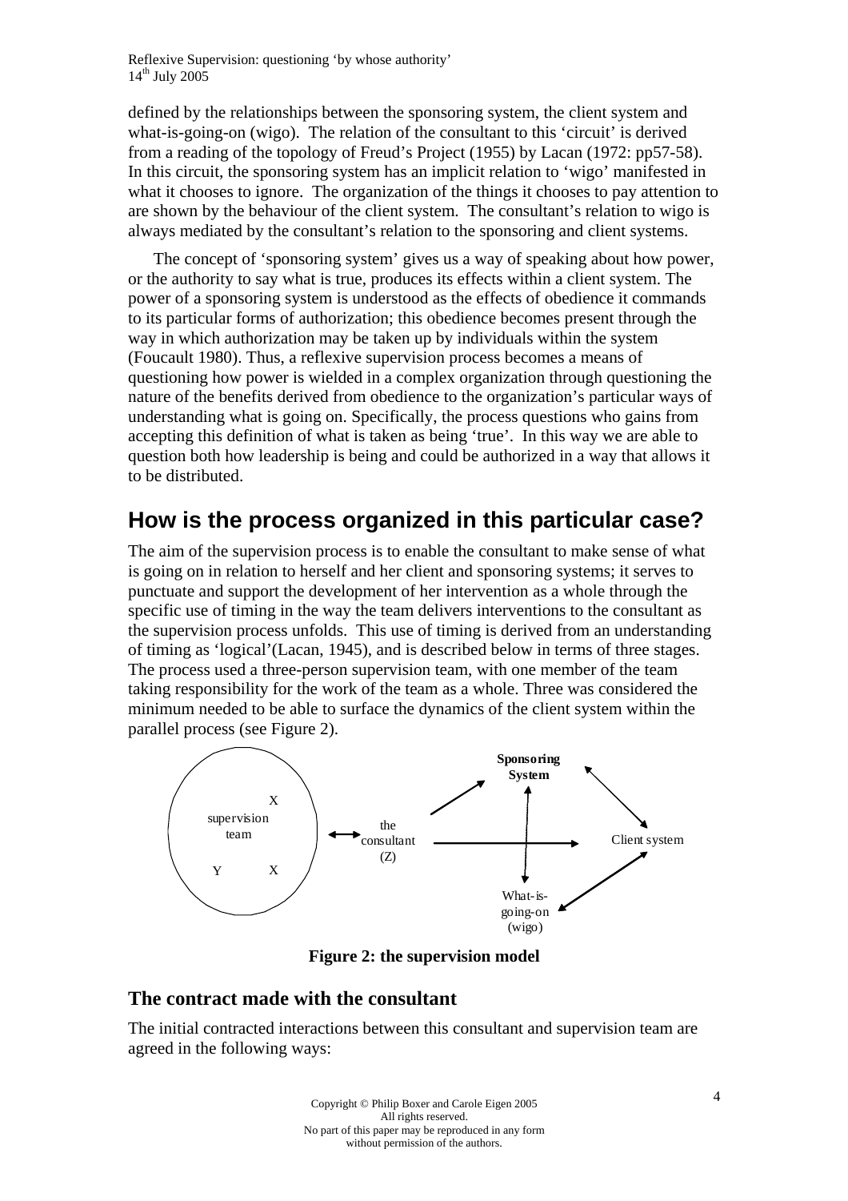defined by the relationships between the sponsoring system, the client system and what-is-going-on (wigo). The relation of the consultant to this 'circuit' is derived from a reading of the topology of Freud's Project (1955) by Lacan (1972: pp57-58). In this circuit, the sponsoring system has an implicit relation to 'wigo' manifested in what it chooses to ignore. The organization of the things it chooses to pay attention to are shown by the behaviour of the client system. The consultant's relation to wigo is always mediated by the consultant's relation to the sponsoring and client systems.

The concept of 'sponsoring system' gives us a way of speaking about how power, or the authority to say what is true, produces its effects within a client system. The power of a sponsoring system is understood as the effects of obedience it commands to its particular forms of authorization; this obedience becomes present through the way in which authorization may be taken up by individuals within the system (Foucault 1980). Thus, a reflexive supervision process becomes a means of questioning how power is wielded in a complex organization through questioning the nature of the benefits derived from obedience to the organization's particular ways of understanding what is going on. Specifically, the process questions who gains from accepting this definition of what is taken as being 'true'. In this way we are able to question both how leadership is being and could be authorized in a way that allows it to be distributed.

## How is the process organized in this particular case?

The aim of the supervision process is to enable the consultant to make sense of what is going on in relation to herself and her client and sponsoring systems; it serves to punctuate and support the development of her intervention as a whole through the specific use of timing in the way the team delivers interventions to the consultant as the supervision process unfolds. This use of timing is derived from an understanding of timing as 'logical'(Lacan, 1945), and is described below in terms of three stages. The process used a three-person supervision team, with one member of the team taking responsibility for the work of the team as a whole. Three was considered the minimum needed to be able to surface the dynamics of the client system within the parallel process (see Figure 2).

**Figure 2: the supervision model**

### The contract made with the consultant

The initial contracted interactions between this consultant and supervision team are agreed in the following ways: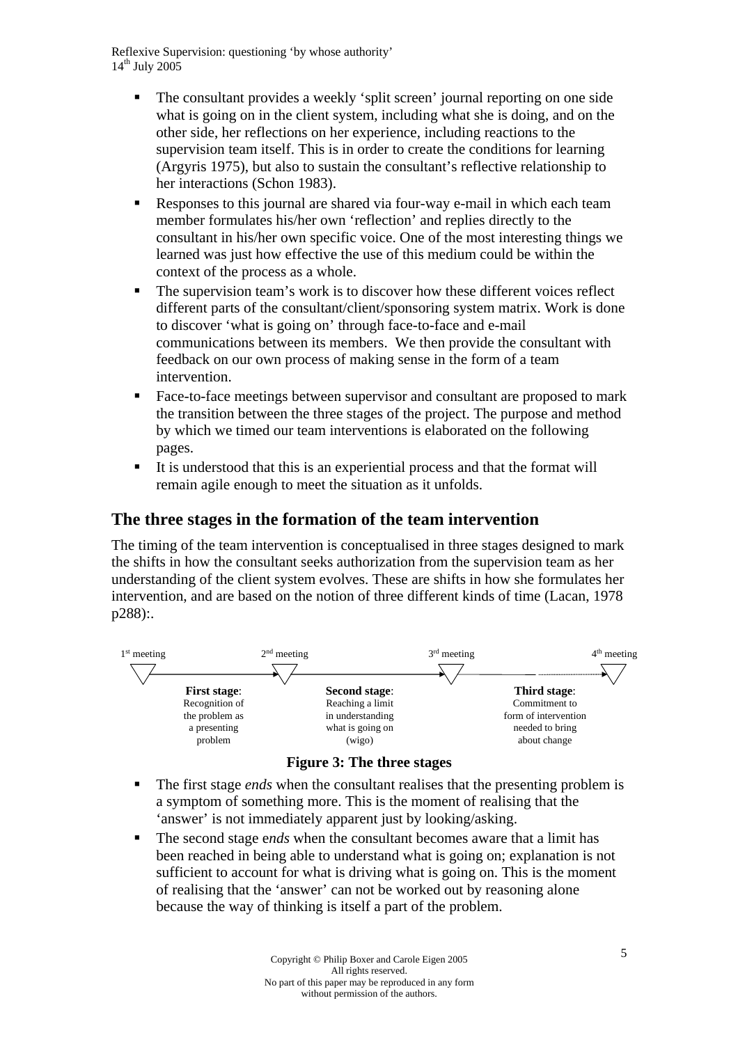- The consultant provides a weekly 'split screen' journal reporting on one side what is going on in the client system, including what she is doing, and on the other side, her reflections on her experience, including reactions to the supervision team itself. This is in order to create the conditions for learning (Argyris 1975), but also to sustain the consultant's reflective relationship to her interactions (Schon 1983).
- Responses to this journal are shared via four-way e-mail in which each team member formulates his/her own 'reflection' and replies directly to the consultant in his/her own specific voice. One of the most interesting things we learned was just how effective the use of this medium could be within the context of the process as a whole.
- The supervision team's work is to discover how these different voices reflect different parts of the consultant/client/sponsoring system matrix. Work is done to discover 'what is going on' through face-to-face and e-mail communications between its members. We then provide the consultant with feedback on our own process of making sense in the form of a team intervention.
- Face-to-face meetings between supervisor and consultant are proposed to mark the transition between the three stages of the project. The purpose and method by which we timed our team interventions is elaborated on the following pages.
- It is understood that this is an experiential process and that the format will remain agile enough to meet the situation as it unfolds.

## The three stages in the formation of the team intervention

The timing of the team intervention is conceptualised in three stages designed to mark the shifts in how the consultant seeks authorization from the supervision team as her understanding of the client system evolves. These are shifts in how she formulates her intervention, and are based on the notion of three different kinds of time (Lacan, 1978 p288):.

1st meeting → **First stage**: Recognition of the problem as a presenting problem → 2nd meeting → **Second stage**: Reaching a limit in understanding what is going on (wigo) → 3rd meeting → **Third stage**: Commitment to form of intervention needed to bring about change → 4th meeting

**Figure 3: The three stages**

- The first stage *ends* when the consultant realises that the presenting problem is a symptom of something more. This is the moment of realising that the 'answer' is not immediately apparent just by looking/asking.
- The second stage e*nds* when the consultant becomes aware that a limit has been reached in being able to understand what is going on; explanation is not sufficient to account for what is driving what is going on. This is the moment of realising that the 'answer' can not be worked out by reasoning alone because the way of thinking is itself a part of the problem.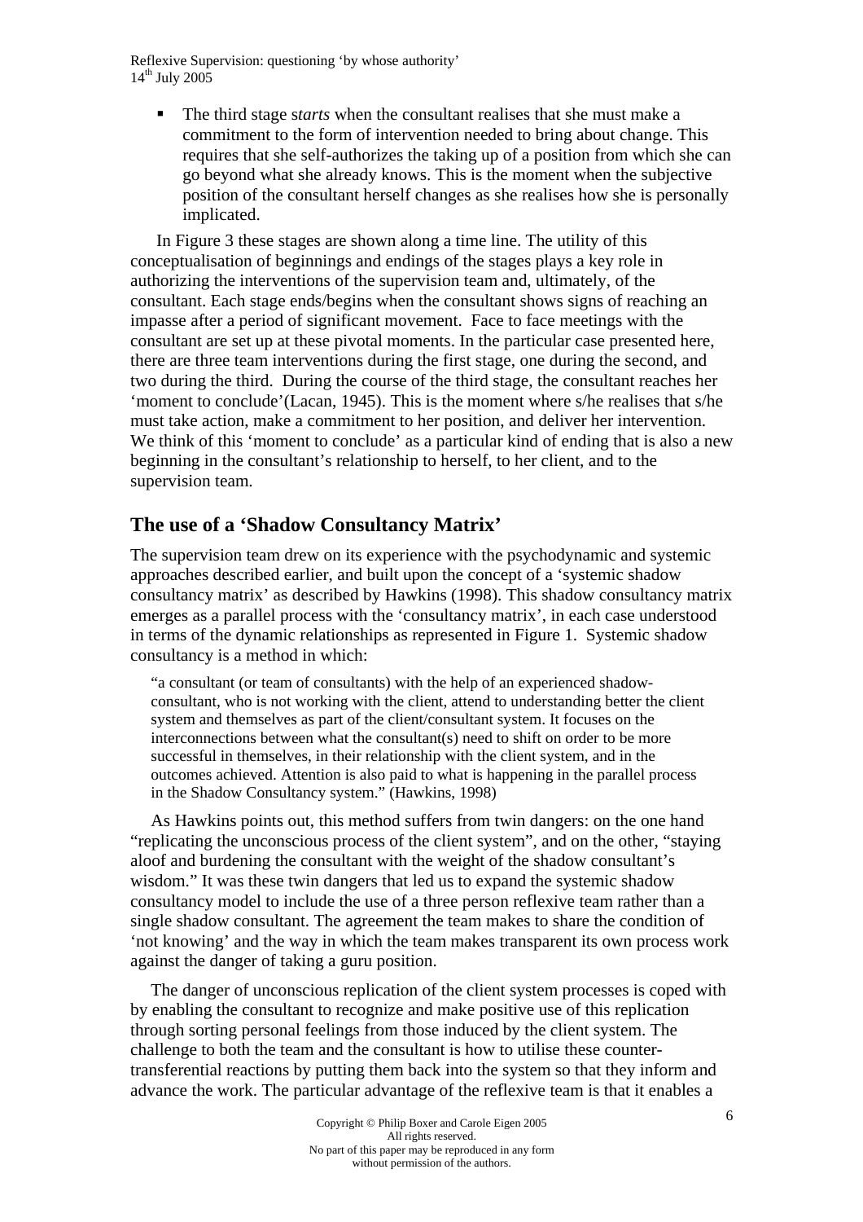- The third stage s*tarts* when the consultant realises that she must make a commitment to the form of intervention needed to bring about change. This requires that she self-authorizes the taking up of a position from which she can go beyond what she already knows. This is the moment when the subjective position of the consultant herself changes as she realises how she is personally implicated.

In Figure 3 these stages are shown along a time line. The utility of this conceptualisation of beginnings and endings of the stages plays a key role in authorizing the interventions of the supervision team and, ultimately, of the consultant. Each stage ends/begins when the consultant shows signs of reaching an impasse after a period of significant movement. Face to face meetings with the consultant are set up at these pivotal moments. In the particular case presented here, there are three team interventions during the first stage, one during the second, and two during the third. During the course of the third stage, the consultant reaches her 'moment to conclude'(Lacan, 1945). This is the moment where s/he realises that s/he must take action, make a commitment to her position, and deliver her intervention. We think of this 'moment to conclude' as a particular kind of ending that is also a new beginning in the consultant's relationship to herself, to her client, and to the supervision team.

## The use of a 'Shadow Consultancy Matrix'

The supervision team drew on its experience with the psychodynamic and systemic approaches described earlier, and built upon the concept of a 'systemic shadow consultancy matrix' as described by Hawkins (1998). This shadow consultancy matrix emerges as a parallel process with the 'consultancy matrix', in each case understood in terms of the dynamic relationships as represented in Figure 1. Systemic shadow consultancy is a method in which:

> "a consultant (or team of consultants) with the help of an experienced shadow-consultant, who is not working with the client, attend to understanding better the client system and themselves as part of the client/consultant system. It focuses on the interconnections between what the consultant(s) need to shift on order to be more successful in themselves, in their relationship with the client system, and in the outcomes achieved. Attention is also paid to what is happening in the parallel process in the Shadow Consultancy system." (Hawkins, 1998)

As Hawkins points out, this method suffers from twin dangers: on the one hand "replicating the unconscious process of the client system", and on the other, "staying aloof and burdening the consultant with the weight of the shadow consultant's wisdom." It was these twin dangers that led us to expand the systemic shadow consultancy model to include the use of a three person reflexive team rather than a single shadow consultant. The agreement the team makes to share the condition of 'not knowing' and the way in which the team makes transparent its own process work against the danger of taking a guru position.

The danger of unconscious replication of the client system processes is coped with by enabling the consultant to recognize and make positive use of this replication through sorting personal feelings from those induced by the client system. The challenge to both the team and the consultant is how to utilise these counter-transferential reactions by putting them back into the system so that they inform and advance the work. The particular advantage of the reflexive team is that it enables a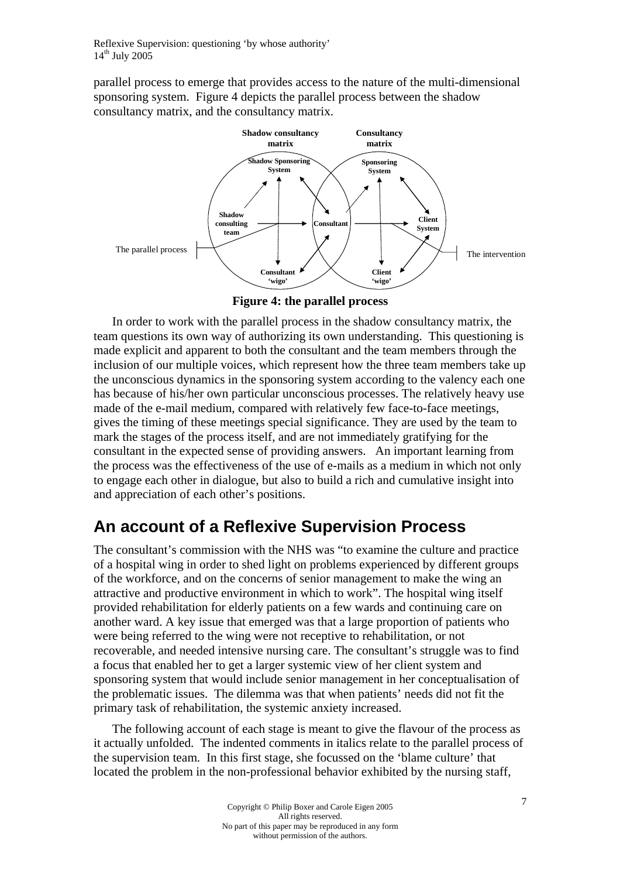parallel process to emerge that provides access to the nature of the multi-dimensional sponsoring system. Figure 4 depicts the parallel process between the shadow consultancy matrix, and the consultancy matrix.

**Figure 4: the parallel process**

In order to work with the parallel process in the shadow consultancy matrix, the team questions its own way of authorizing its own understanding. This questioning is made explicit and apparent to both the consultant and the team members through the inclusion of our multiple voices, which represent how the three team members take up the unconscious dynamics in the sponsoring system according to the valency each one has because of his/her own particular unconscious processes. The relatively heavy use made of the e-mail medium, compared with relatively few face-to-face meetings, gives the timing of these meetings special significance. They are used by the team to mark the stages of the process itself, and are not immediately gratifying for the consultant in the expected sense of providing answers. An important learning from the process was the effectiveness of the use of e-mails as a medium in which not only to engage each other in dialogue, but also to build a rich and cumulative insight into and appreciation of each other's positions.

## An account of a Reflexive Supervision Process

The consultant's commission with the NHS was "to examine the culture and practice of a hospital wing in order to shed light on problems experienced by different groups of the workforce, and on the concerns of senior management to make the wing an attractive and productive environment in which to work". The hospital wing itself provided rehabilitation for elderly patients on a few wards and continuing care on another ward. A key issue that emerged was that a large proportion of patients who were being referred to the wing were not receptive to rehabilitation, or not recoverable, and needed intensive nursing care. The consultant's struggle was to find a focus that enabled her to get a larger systemic view of her client system and sponsoring system that would include senior management in her conceptualisation of the problematic issues. The dilemma was that when patients' needs did not fit the primary task of rehabilitation, the systemic anxiety increased.

The following account of each stage is meant to give the flavour of the process as it actually unfolded. The indented comments in italics relate to the parallel process of the supervision team. In this first stage, she focussed on the 'blame culture' that located the problem in the non-professional behavior exhibited by the nursing staff,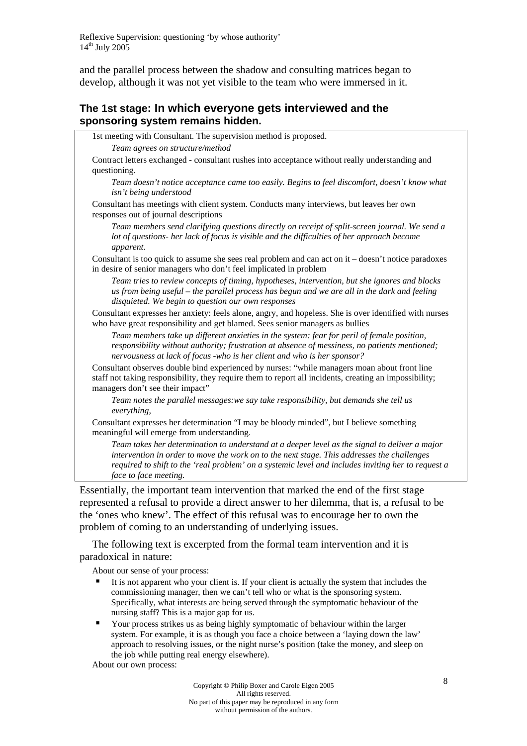and the parallel process between the shadow and consulting matrices began to develop, although it was not yet visible to the team who were immersed in it.

### The 1st stage: In which everyone gets interviewed and the sponsoring system remains hidden.

1st meeting with Consultant. The supervision method is proposed.

> *Team agrees on structure/method*

Contract letters exchanged - consultant rushes into acceptance without really understanding and questioning.

> *Team doesn't notice acceptance came too easily. Begins to feel discomfort, doesn't know what isn't being understood*

Consultant has meetings with client system. Conducts many interviews, but leaves her own responses out of journal descriptions

> *Team members send clarifying questions directly on receipt of split-screen journal. We send a lot of questions- her lack of focus is visible and the difficulties of her approach become apparent.*

Consultant is too quick to assume she sees real problem and can act on it – doesn't notice paradoxes in desire of senior managers who don't feel implicated in problem

> *Team tries to review concepts of timing, hypotheses, intervention, but she ignores and blocks us from being useful – the parallel process has begun and we are all in the dark and feeling disquieted. We begin to question our own responses*

Consultant expresses her anxiety: feels alone, angry, and hopeless. She is over identified with nurses who have great responsibility and get blamed. Sees senior managers as bullies

> *Team members take up different anxieties in the system: fear for peril of female position, responsibility without authority; frustration at absence of messiness, no patients mentioned; nervousness at lack of focus -who is her client and who is her sponsor?*

Consultant observes double bind experienced by nurses: "while managers moan about front line staff not taking responsibility, they require them to report all incidents, creating an impossibility; managers don't see their impact"

> *Team notes the parallel messages:we say take responsibility, but demands she tell us everything,*

Consultant expresses her determination "I may be bloody minded", but I believe something meaningful will emerge from understanding.

> *Team takes her determination to understand at a deeper level as the signal to deliver a major intervention in order to move the work on to the next stage. This addresses the challenges required to shift to the 'real problem' on a systemic level and includes inviting her to request a face to face meeting.*

Essentially, the important team intervention that marked the end of the first stage represented a refusal to provide a direct answer to her dilemma, that is, a refusal to be the 'ones who knew'. The effect of this refusal was to encourage her to own the problem of coming to an understanding of underlying issues.

The following text is excerpted from the formal team intervention and it is paradoxical in nature:

About our sense of your process:

- It is not apparent who your client is. If your client is actually the system that includes the commissioning manager, then we can't tell who or what is the sponsoring system. Specifically, what interests are being served through the symptomatic behaviour of the nursing staff? This is a major gap for us.
- Your process strikes us as being highly symptomatic of behaviour within the larger system. For example, it is as though you face a choice between a 'laying down the law' approach to resolving issues, or the night nurse's position (take the money, and sleep on the job while putting real energy elsewhere).

About our own process: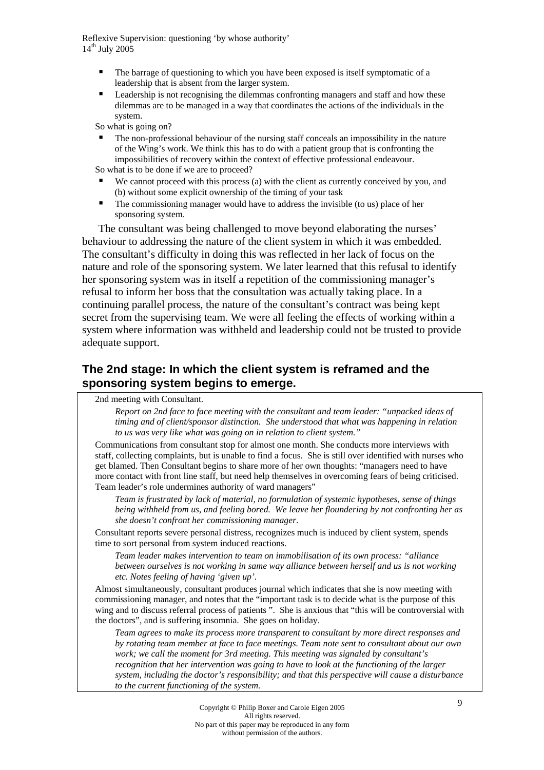- The barrage of questioning to which you have been exposed is itself symptomatic of a leadership that is absent from the larger system.
- Leadership is not recognising the dilemmas confronting managers and staff and how these dilemmas are to be managed in a way that coordinates the actions of the individuals in the system.

So what is going on?

- The non-professional behaviour of the nursing staff conceals an impossibility in the nature of the Wing's work. We think this has to do with a patient group that is confronting the impossibilities of recovery within the context of effective professional endeavour.

So what is to be done if we are to proceed?

- We cannot proceed with this process (a) with the client as currently conceived by you, and (b) without some explicit ownership of the timing of your task
- The commissioning manager would have to address the invisible (to us) place of her sponsoring system.

The consultant was being challenged to move beyond elaborating the nurses' behaviour to addressing the nature of the client system in which it was embedded. The consultant's difficulty in doing this was reflected in her lack of focus on the nature and role of the sponsoring system. We later learned that this refusal to identify her sponsoring system was in itself a repetition of the commissioning manager's refusal to inform her boss that the consultation was actually taking place. In a continuing parallel process, the nature of the consultant's contract was being kept secret from the supervising team. We were all feeling the effects of working within a system where information was withheld and leadership could not be trusted to provide adequate support.

## The 2nd stage: In which the client system is reframed and the sponsoring system begins to emerge.

2nd meeting with Consultant.

*Report on 2nd face to face meeting with the consultant and team leader: "unpacked ideas of timing and of client/sponsor distinction. She understood that what was happening in relation to us was very like what was going on in relation to client system."*

Communications from consultant stop for almost one month. She conducts more interviews with staff, collecting complaints, but is unable to find a focus. She is still over identified with nurses who get blamed. Then Consultant begins to share more of her own thoughts: "managers need to have more contact with front line staff, but need help themselves in overcoming fears of being criticised. Team leader's role undermines authority of ward managers"

*Team is frustrated by lack of material, no formulation of systemic hypotheses, sense of things being withheld from us, and feeling bored. We leave her floundering by not confronting her as she doesn't confront her commissioning manager.*

Consultant reports severe personal distress, recognizes much is induced by client system, spends time to sort personal from system induced reactions.

*Team leader makes intervention to team on immobilisation of its own process: "alliance between ourselves is not working in same way alliance between herself and us is not working etc. Notes feeling of having 'given up'.*

Almost simultaneously, consultant produces journal which indicates that she is now meeting with commissioning manager, and notes that the "important task is to decide what is the purpose of this wing and to discuss referral process of patients ". She is anxious that "this will be controversial with the doctors", and is suffering insomnia. She goes on holiday.

*Team agrees to make its process more transparent to consultant by more direct responses and by rotating team member at face to face meetings. Team note sent to consultant about our own work; we call the moment for 3rd meeting. This meeting was signaled by consultant's recognition that her intervention was going to have to look at the functioning of the larger system, including the doctor's responsibility; and that this perspective will cause a disturbance to the current functioning of the system.*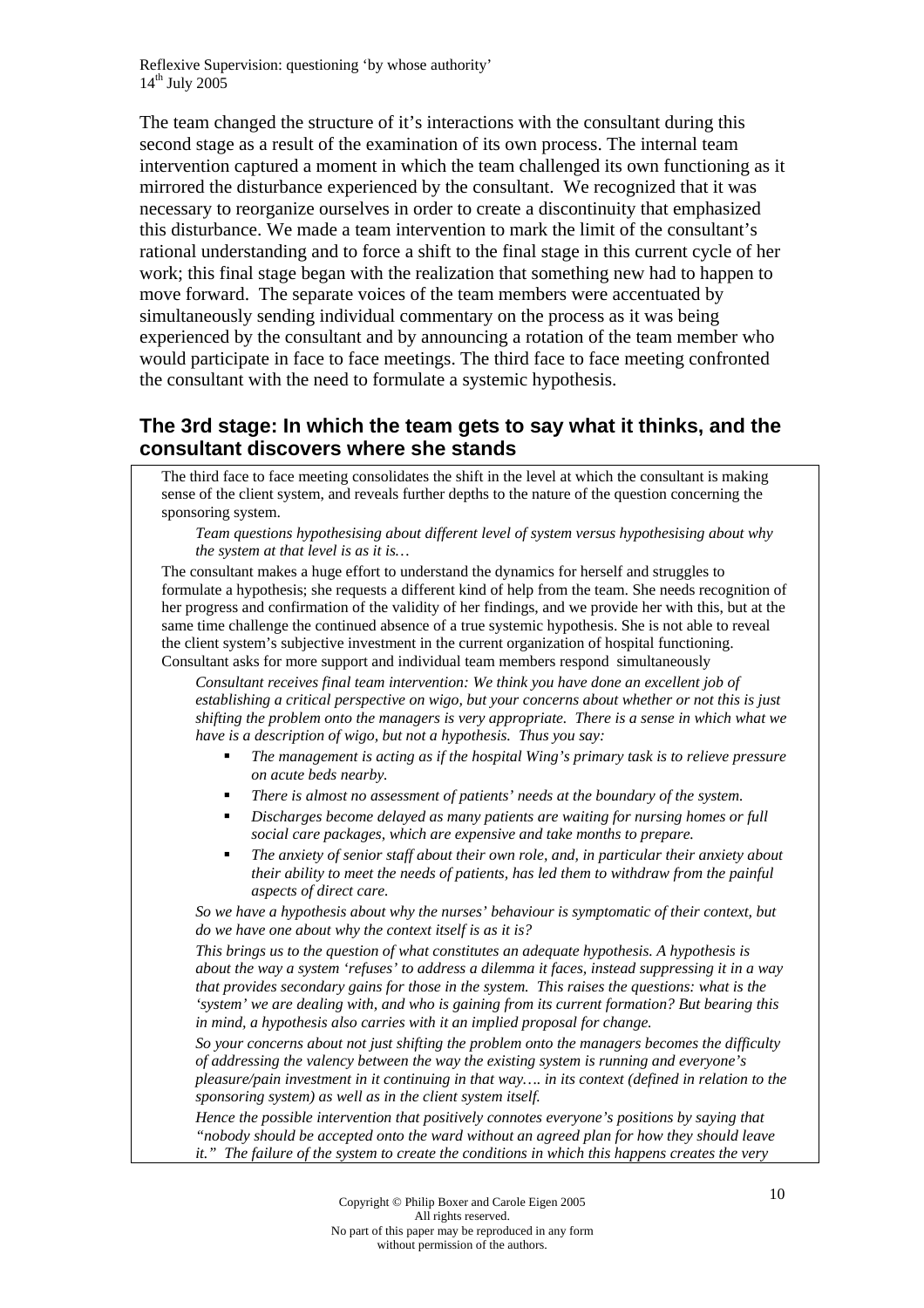The team changed the structure of it's interactions with the consultant during this second stage as a result of the examination of its own process. The internal team intervention captured a moment in which the team challenged its own functioning as it mirrored the disturbance experienced by the consultant. We recognized that it was necessary to reorganize ourselves in order to create a discontinuity that emphasized this disturbance. We made a team intervention to mark the limit of the consultant's rational understanding and to force a shift to the final stage in this current cycle of her work; this final stage began with the realization that something new had to happen to move forward. The separate voices of the team members were accentuated by simultaneously sending individual commentary on the process as it was being experienced by the consultant and by announcing a rotation of the team member who would participate in face to face meetings. The third face to face meeting confronted the consultant with the need to formulate a systemic hypothesis.

## The 3rd stage: In which the team gets to say what it thinks, and the consultant discovers where she stands

The third face to face meeting consolidates the shift in the level at which the consultant is making sense of the client system, and reveals further depths to the nature of the question concerning the sponsoring system.

*Team questions hypothesising about different level of system versus hypothesising about why the system at that level is as it is…*

The consultant makes a huge effort to understand the dynamics for herself and struggles to formulate a hypothesis; she requests a different kind of help from the team. She needs recognition of her progress and confirmation of the validity of her findings, and we provide her with this, but at the same time challenge the continued absence of a true systemic hypothesis. She is not able to reveal the client system's subjective investment in the current organization of hospital functioning. Consultant asks for more support and individual team members respond simultaneously

*Consultant receives final team intervention: We think you have done an excellent job of establishing a critical perspective on wigo, but your concerns about whether or not this is just shifting the problem onto the managers is very appropriate. There is a sense in which what we have is a description of wigo, but not a hypothesis. Thus you say:*

- *The management is acting as if the hospital Wing's primary task is to relieve pressure on acute beds nearby.*
- *There is almost no assessment of patients' needs at the boundary of the system.*
- *Discharges become delayed as many patients are waiting for nursing homes or full social care packages, which are expensive and take months to prepare.*
- *The anxiety of senior staff about their own role, and, in particular their anxiety about their ability to meet the needs of patients, has led them to withdraw from the painful aspects of direct care.*

*So we have a hypothesis about why the nurses' behaviour is symptomatic of their context, but do we have one about why the context itself is as it is?*

*This brings us to the question of what constitutes an adequate hypothesis. A hypothesis is about the way a system 'refuses' to address a dilemma it faces, instead suppressing it in a way that provides secondary gains for those in the system. This raises the questions: what is the 'system' we are dealing with, and who is gaining from its current formation? But bearing this in mind, a hypothesis also carries with it an implied proposal for change.*

*So your concerns about not just shifting the problem onto the managers becomes the difficulty of addressing the valency between the way the existing system is running and everyone's pleasure/pain investment in it continuing in that way…. in its context (defined in relation to the sponsoring system) as well as in the client system itself.*

*Hence the possible intervention that positively connotes everyone's positions by saying that "nobody should be accepted onto the ward without an agreed plan for how they should leave it." The failure of the system to create the conditions in which this happens creates the very*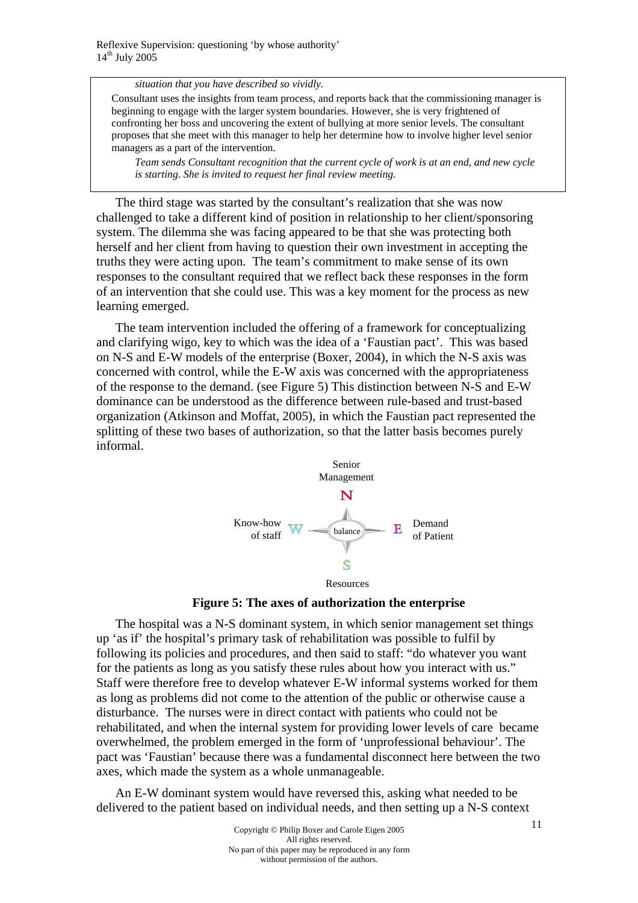*situation that you have described so vividly.*

Consultant uses the insights from team process, and reports back that the commissioning manager is beginning to engage with the larger system boundaries. However, she is very frightened of confronting her boss and uncovering the extent of bullying at more senior levels. The consultant proposes that she meet with this manager to help her determine how to involve higher level senior managers as a part of the intervention.

*Team sends Consultant recognition that the current cycle of work is at an end, and new cycle is starting. She is invited to request her final review meeting.*

The third stage was started by the consultant's realization that she was now challenged to take a different kind of position in relationship to her client/sponsoring system. The dilemma she was facing appeared to be that she was protecting both herself and her client from having to question their own investment in accepting the truths they were acting upon. The team's commitment to make sense of its own responses to the consultant required that we reflect back these responses in the form of an intervention that she could use. This was a key moment for the process as new learning emerged.

The team intervention included the offering of a framework for conceptualizing and clarifying wigo, key to which was the idea of a 'Faustian pact'. This was based on N-S and E-W models of the enterprise (Boxer, 2004), in which the N-S axis was concerned with control, while the E-W axis was concerned with the appropriateness of the response to the demand. (see Figure 5) This distinction between N-S and E-W dominance can be understood as the difference between rule-based and trust-based organization (Atkinson and Moffat, 2005), in which the Faustian pact represented the splitting of these two bases of authorization, so that the latter basis becomes purely informal.

Senior Management

N

Know-how of staff W — balance — E Demand of Patient

S

Resources

**Figure 5: The axes of authorization the enterprise**

The hospital was a N-S dominant system, in which senior management set things up 'as if' the hospital's primary task of rehabilitation was possible to fulfil by following its policies and procedures, and then said to staff: "do whatever you want for the patients as long as you satisfy these rules about how you interact with us." Staff were therefore free to develop whatever E-W informal systems worked for them as long as problems did not come to the attention of the public or otherwise cause a disturbance. The nurses were in direct contact with patients who could not be rehabilitated, and when the internal system for providing lower levels of care became overwhelmed, the problem emerged in the form of 'unprofessional behaviour'. The pact was 'Faustian' because there was a fundamental disconnect here between the two axes, which made the system as a whole unmanageable.

An E-W dominant system would have reversed this, asking what needed to be delivered to the patient based on individual needs, and then setting up a N-S context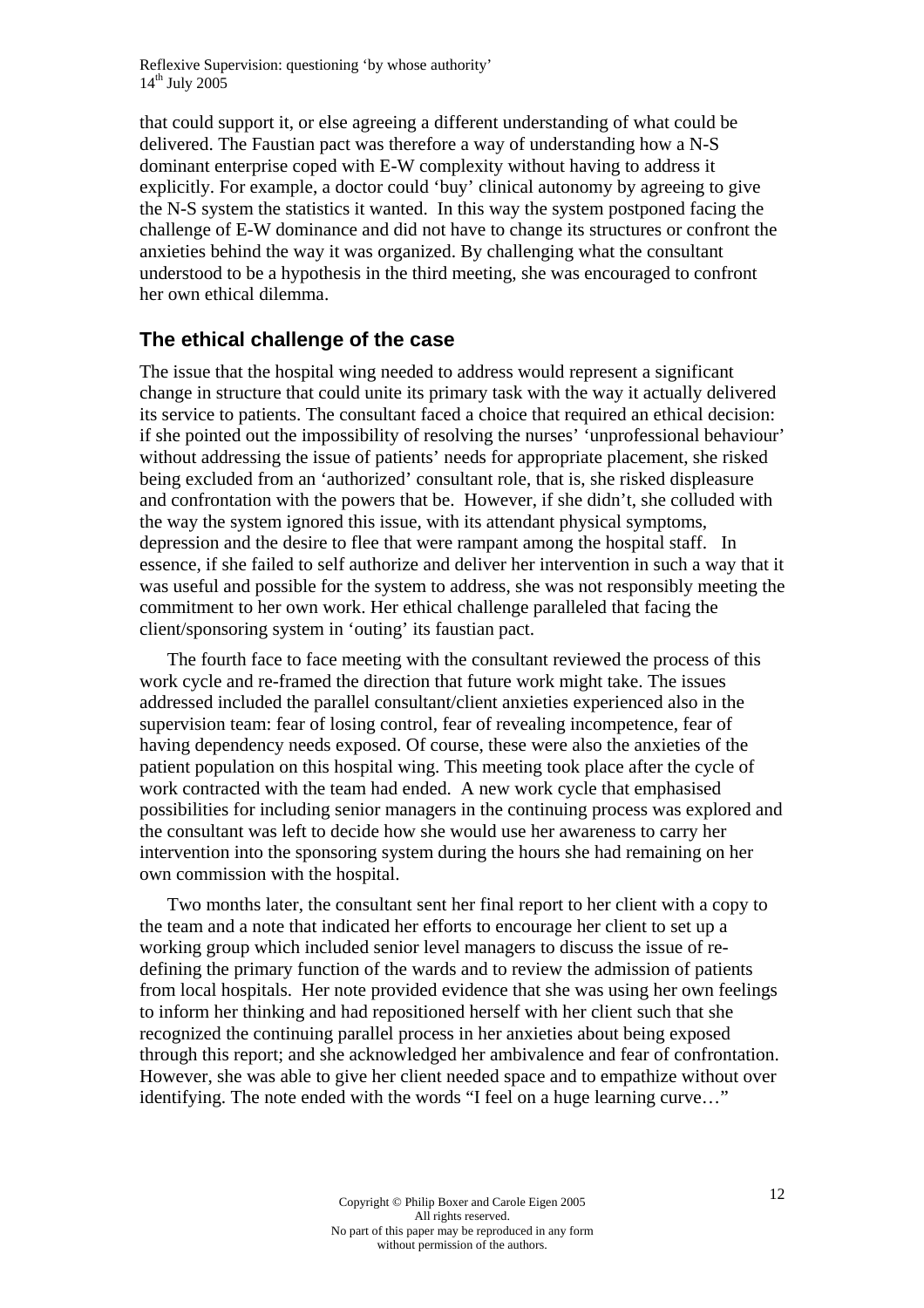that could support it, or else agreeing a different understanding of what could be delivered. The Faustian pact was therefore a way of understanding how a N-S dominant enterprise coped with E-W complexity without having to address it explicitly. For example, a doctor could 'buy' clinical autonomy by agreeing to give the N-S system the statistics it wanted. In this way the system postponed facing the challenge of E-W dominance and did not have to change its structures or confront the anxieties behind the way it was organized. By challenging what the consultant understood to be a hypothesis in the third meeting, she was encouraged to confront her own ethical dilemma.

## The ethical challenge of the case

The issue that the hospital wing needed to address would represent a significant change in structure that could unite its primary task with the way it actually delivered its service to patients. The consultant faced a choice that required an ethical decision: if she pointed out the impossibility of resolving the nurses' 'unprofessional behaviour' without addressing the issue of patients' needs for appropriate placement, she risked being excluded from an 'authorized' consultant role, that is, she risked displeasure and confrontation with the powers that be. However, if she didn't, she colluded with the way the system ignored this issue, with its attendant physical symptoms, depression and the desire to flee that were rampant among the hospital staff. In essence, if she failed to self authorize and deliver her intervention in such a way that it was useful and possible for the system to address, she was not responsibly meeting the commitment to her own work. Her ethical challenge paralleled that facing the client/sponsoring system in 'outing' its faustian pact.

The fourth face to face meeting with the consultant reviewed the process of this work cycle and re-framed the direction that future work might take. The issues addressed included the parallel consultant/client anxieties experienced also in the supervision team: fear of losing control, fear of revealing incompetence, fear of having dependency needs exposed. Of course, these were also the anxieties of the patient population on this hospital wing. This meeting took place after the cycle of work contracted with the team had ended. A new work cycle that emphasised possibilities for including senior managers in the continuing process was explored and the consultant was left to decide how she would use her awareness to carry her intervention into the sponsoring system during the hours she had remaining on her own commission with the hospital.

Two months later, the consultant sent her final report to her client with a copy to the team and a note that indicated her efforts to encourage her client to set up a working group which included senior level managers to discuss the issue of re-defining the primary function of the wards and to review the admission of patients from local hospitals. Her note provided evidence that she was using her own feelings to inform her thinking and had repositioned herself with her client such that she recognized the continuing parallel process in her anxieties about being exposed through this report; and she acknowledged her ambivalence and fear of confrontation. However, she was able to give her client needed space and to empathize without over identifying. The note ended with the words "I feel on a huge learning curve…"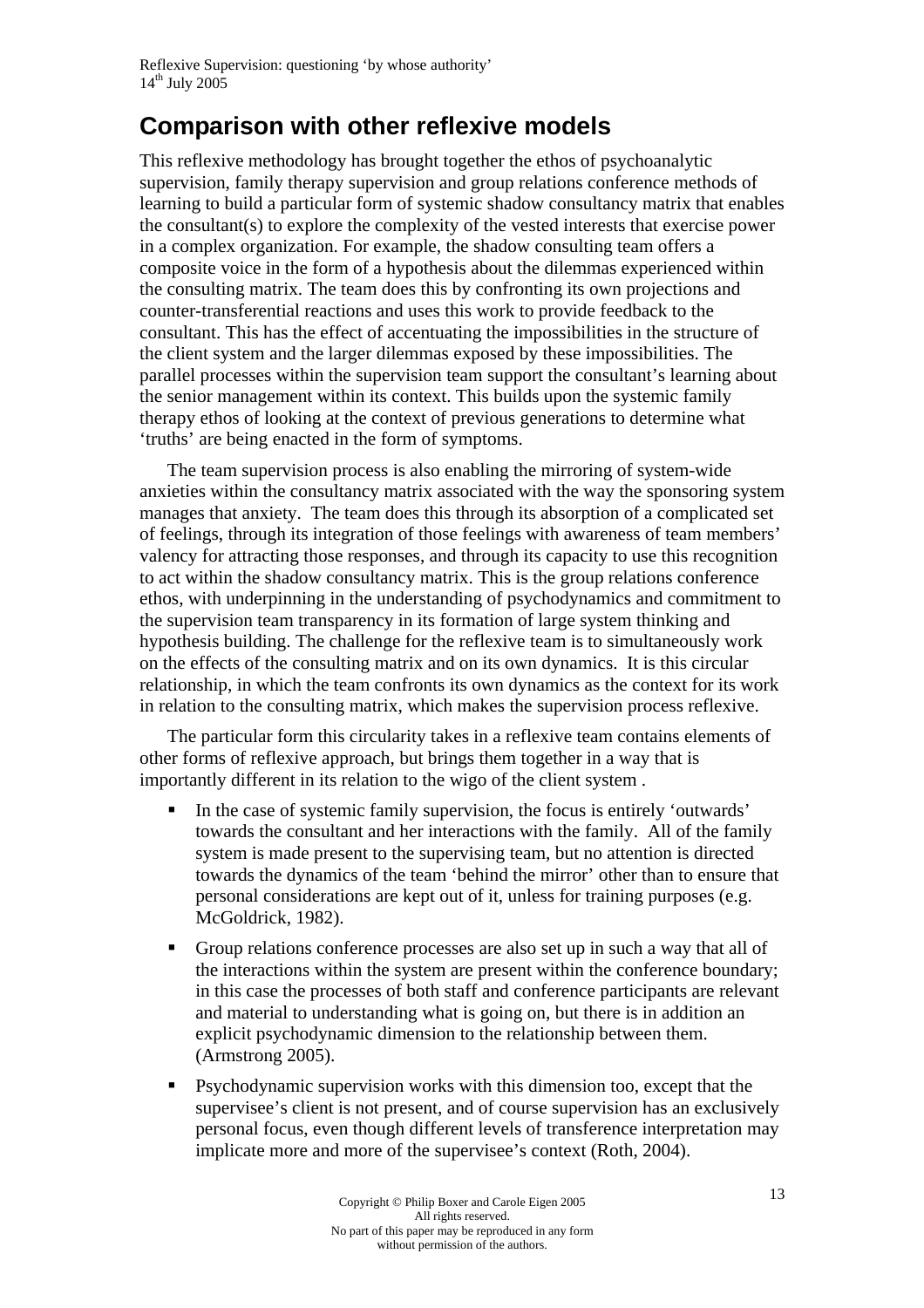## Comparison with other reflexive models

This reflexive methodology has brought together the ethos of psychoanalytic supervision, family therapy supervision and group relations conference methods of learning to build a particular form of systemic shadow consultancy matrix that enables the consultant(s) to explore the complexity of the vested interests that exercise power in a complex organization. For example, the shadow consulting team offers a composite voice in the form of a hypothesis about the dilemmas experienced within the consulting matrix. The team does this by confronting its own projections and counter-transferential reactions and uses this work to provide feedback to the consultant. This has the effect of accentuating the impossibilities in the structure of the client system and the larger dilemmas exposed by these impossibilities. The parallel processes within the supervision team support the consultant's learning about the senior management within its context. This builds upon the systemic family therapy ethos of looking at the context of previous generations to determine what 'truths' are being enacted in the form of symptoms.

The team supervision process is also enabling the mirroring of system-wide anxieties within the consultancy matrix associated with the way the sponsoring system manages that anxiety. The team does this through its absorption of a complicated set of feelings, through its integration of those feelings with awareness of team members' valency for attracting those responses, and through its capacity to use this recognition to act within the shadow consultancy matrix. This is the group relations conference ethos, with underpinning in the understanding of psychodynamics and commitment to the supervision team transparency in its formation of large system thinking and hypothesis building. The challenge for the reflexive team is to simultaneously work on the effects of the consulting matrix and on its own dynamics. It is this circular relationship, in which the team confronts its own dynamics as the context for its work in relation to the consulting matrix, which makes the supervision process reflexive.

The particular form this circularity takes in a reflexive team contains elements of other forms of reflexive approach, but brings them together in a way that is importantly different in its relation to the wigo of the client system .

- In the case of systemic family supervision, the focus is entirely 'outwards' towards the consultant and her interactions with the family. All of the family system is made present to the supervising team, but no attention is directed towards the dynamics of the team 'behind the mirror' other than to ensure that personal considerations are kept out of it, unless for training purposes (e.g. McGoldrick, 1982).
- Group relations conference processes are also set up in such a way that all of the interactions within the system are present within the conference boundary; in this case the processes of both staff and conference participants are relevant and material to understanding what is going on, but there is in addition an explicit psychodynamic dimension to the relationship between them. (Armstrong 2005).
- Psychodynamic supervision works with this dimension too, except that the supervisee's client is not present, and of course supervision has an exclusively personal focus, even though different levels of transference interpretation may implicate more and more of the supervisee's context (Roth, 2004).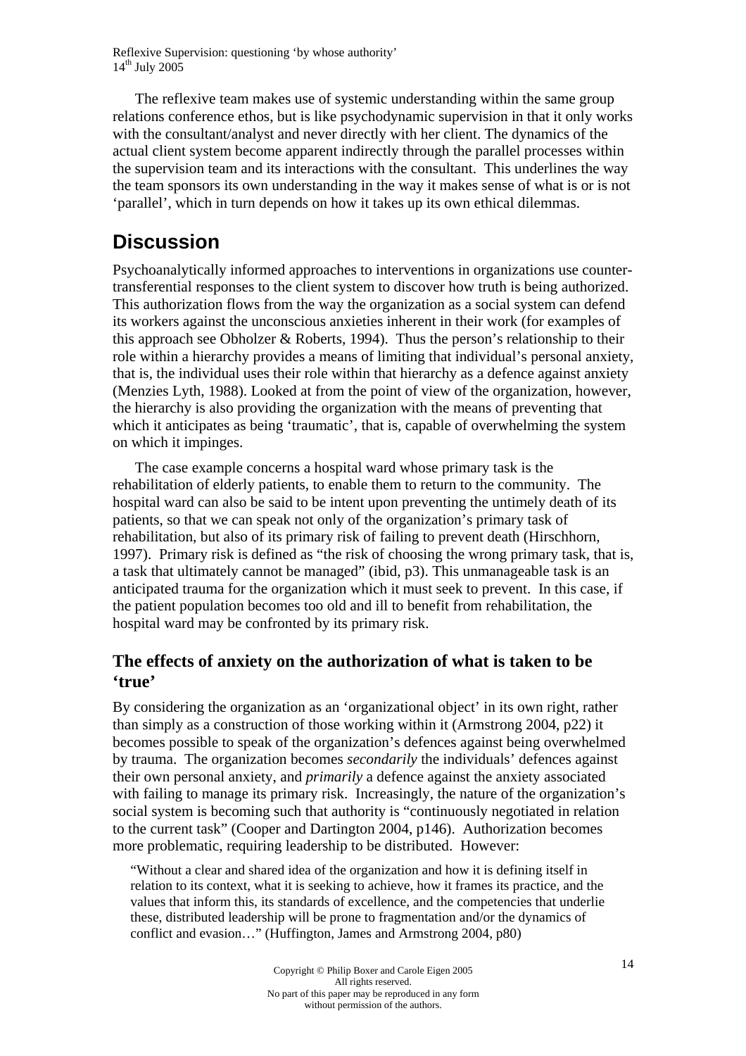The reflexive team makes use of systemic understanding within the same group relations conference ethos, but is like psychodynamic supervision in that it only works with the consultant/analyst and never directly with her client. The dynamics of the actual client system become apparent indirectly through the parallel processes within the supervision team and its interactions with the consultant. This underlines the way the team sponsors its own understanding in the way it makes sense of what is or is not 'parallel', which in turn depends on how it takes up its own ethical dilemmas.

# Discussion

Psychoanalytically informed approaches to interventions in organizations use counter-transferential responses to the client system to discover how truth is being authorized. This authorization flows from the way the organization as a social system can defend its workers against the unconscious anxieties inherent in their work (for examples of this approach see Obholzer & Roberts, 1994). Thus the person's relationship to their role within a hierarchy provides a means of limiting that individual's personal anxiety, that is, the individual uses their role within that hierarchy as a defence against anxiety (Menzies Lyth, 1988). Looked at from the point of view of the organization, however, the hierarchy is also providing the organization with the means of preventing that which it anticipates as being 'traumatic', that is, capable of overwhelming the system on which it impinges.

The case example concerns a hospital ward whose primary task is the rehabilitation of elderly patients, to enable them to return to the community. The hospital ward can also be said to be intent upon preventing the untimely death of its patients, so that we can speak not only of the organization's primary task of rehabilitation, but also of its primary risk of failing to prevent death (Hirschhorn, 1997). Primary risk is defined as "the risk of choosing the wrong primary task, that is, a task that ultimately cannot be managed" (ibid, p3). This unmanageable task is an anticipated trauma for the organization which it must seek to prevent. In this case, if the patient population becomes too old and ill to benefit from rehabilitation, the hospital ward may be confronted by its primary risk.

## The effects of anxiety on the authorization of what is taken to be 'true'

By considering the organization as an 'organizational object' in its own right, rather than simply as a construction of those working within it (Armstrong 2004, p22) it becomes possible to speak of the organization's defences against being overwhelmed by trauma. The organization becomes *secondarily* the individuals' defences against their own personal anxiety, and *primarily* a defence against the anxiety associated with failing to manage its primary risk. Increasingly, the nature of the organization's social system is becoming such that authority is "continuously negotiated in relation to the current task" (Cooper and Dartington 2004, p146). Authorization becomes more problematic, requiring leadership to be distributed. However:

> "Without a clear and shared idea of the organization and how it is defining itself in relation to its context, what it is seeking to achieve, how it frames its practice, and the values that inform this, its standards of excellence, and the competencies that underlie these, distributed leadership will be prone to fragmentation and/or the dynamics of conflict and evasion…" (Huffington, James and Armstrong 2004, p80)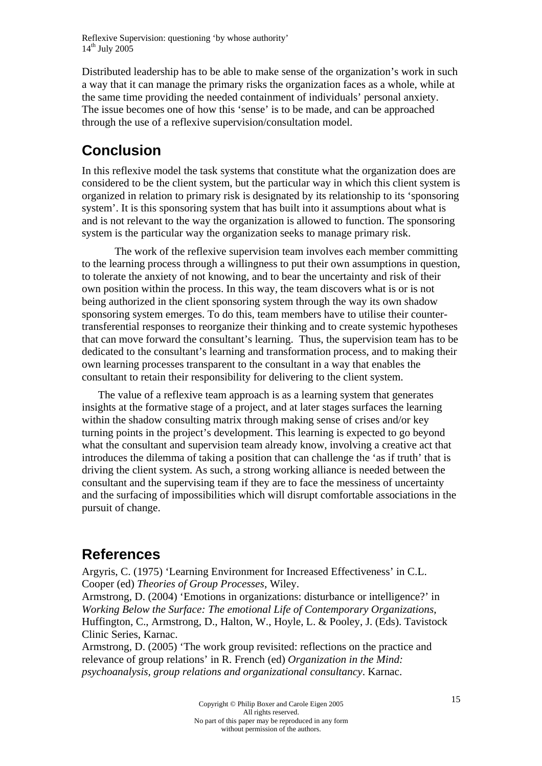Distributed leadership has to be able to make sense of the organization's work in such a way that it can manage the primary risks the organization faces as a whole, while at the same time providing the needed containment of individuals' personal anxiety. The issue becomes one of how this 'sense' is to be made, and can be approached through the use of a reflexive supervision/consultation model.

## Conclusion

In this reflexive model the task systems that constitute what the organization does are considered to be the client system, but the particular way in which this client system is organized in relation to primary risk is designated by its relationship to its 'sponsoring system'. It is this sponsoring system that has built into it assumptions about what is and is not relevant to the way the organization is allowed to function. The sponsoring system is the particular way the organization seeks to manage primary risk.

The work of the reflexive supervision team involves each member committing to the learning process through a willingness to put their own assumptions in question, to tolerate the anxiety of not knowing, and to bear the uncertainty and risk of their own position within the process. In this way, the team discovers what is or is not being authorized in the client sponsoring system through the way its own shadow sponsoring system emerges. To do this, team members have to utilise their counter-transferential responses to reorganize their thinking and to create systemic hypotheses that can move forward the consultant's learning. Thus, the supervision team has to be dedicated to the consultant's learning and transformation process, and to making their own learning processes transparent to the consultant in a way that enables the consultant to retain their responsibility for delivering to the client system.

The value of a reflexive team approach is as a learning system that generates insights at the formative stage of a project, and at later stages surfaces the learning within the shadow consulting matrix through making sense of crises and/or key turning points in the project's development. This learning is expected to go beyond what the consultant and supervision team already know, involving a creative act that introduces the dilemma of taking a position that can challenge the 'as if truth' that is driving the client system. As such, a strong working alliance is needed between the consultant and the supervising team if they are to face the messiness of uncertainty and the surfacing of impossibilities which will disrupt comfortable associations in the pursuit of change.

## References

Argyris, C. (1975) 'Learning Environment for Increased Effectiveness' in C.L. Cooper (ed) *Theories of Group Processes*, Wiley.

Armstrong, D. (2004) 'Emotions in organizations: disturbance or intelligence?' in *Working Below the Surface: The emotional Life of Contemporary Organizations*, Huffington, C., Armstrong, D., Halton, W., Hoyle, L. & Pooley, J. (Eds). Tavistock Clinic Series, Karnac.

Armstrong, D. (2005) 'The work group revisited: reflections on the practice and relevance of group relations' in R. French (ed) *Organization in the Mind: psychoanalysis, group relations and organizational consultancy*. Karnac.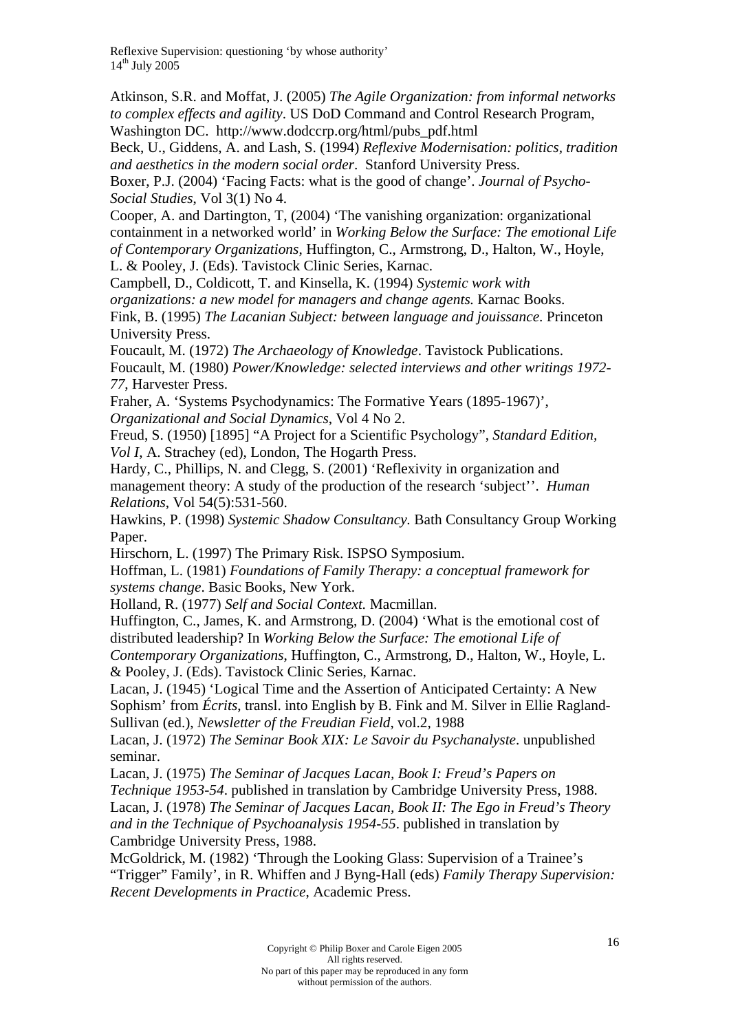Atkinson, S.R. and Moffat, J. (2005) *The Agile Organization: from informal networks to complex effects and agility*. US DoD Command and Control Research Program, Washington DC. http://www.dodccrp.org/html/pubs_pdf.html

Beck, U., Giddens, A. and Lash, S. (1994) *Reflexive Modernisation: politics, tradition and aesthetics in the modern social order*. Stanford University Press.

Boxer, P.J. (2004) 'Facing Facts: what is the good of change'. *Journal of Psycho-Social Studies*, Vol 3(1) No 4.

Cooper, A. and Dartington, T, (2004) 'The vanishing organization: organizational containment in a networked world' in *Working Below the Surface: The emotional Life of Contemporary Organizations*, Huffington, C., Armstrong, D., Halton, W., Hoyle, L. & Pooley, J. (Eds). Tavistock Clinic Series, Karnac.

Campbell, D., Coldicott, T. and Kinsella, K. (1994) *Systemic work with organizations: a new model for managers and change agents.* Karnac Books.

Fink, B. (1995) *The Lacanian Subject: between language and jouissance*. Princeton University Press.

Foucault, M. (1972) *The Archaeology of Knowledge*. Tavistock Publications.

Foucault, M. (1980) *Power/Knowledge: selected interviews and other writings 1972-77*, Harvester Press.

Fraher, A. 'Systems Psychodynamics: The Formative Years (1895-1967)', *Organizational and Social Dynamics*, Vol 4 No 2.

Freud, S. (1950) [1895] "A Project for a Scientific Psychology", *Standard Edition, Vol I*, A. Strachey (ed), London, The Hogarth Press.

Hardy, C., Phillips, N. and Clegg, S. (2001) 'Reflexivity in organization and management theory: A study of the production of the research 'subject''. *Human Relations*, Vol 54(5):531-560.

Hawkins, P. (1998) *Systemic Shadow Consultancy.* Bath Consultancy Group Working Paper.

Hirschorn, L. (1997) The Primary Risk. ISPSO Symposium.

Hoffman, L. (1981) *Foundations of Family Therapy: a conceptual framework for systems change*. Basic Books, New York.

Holland, R. (1977) *Self and Social Context.* Macmillan.

Huffington, C., James, K. and Armstrong, D. (2004) 'What is the emotional cost of distributed leadership? In *Working Below the Surface: The emotional Life of Contemporary Organizations*, Huffington, C., Armstrong, D., Halton, W., Hoyle, L. & Pooley, J. (Eds). Tavistock Clinic Series, Karnac.

Lacan, J. (1945) 'Logical Time and the Assertion of Anticipated Certainty: A New Sophism' from *Écrits*, transl. into English by B. Fink and M. Silver in Ellie Ragland-Sullivan (ed.), *Newsletter of the Freudian Field*, vol.2, 1988

Lacan, J. (1972) *The Seminar Book XIX: Le Savoir du Psychanalyste*. unpublished seminar.

Lacan, J. (1975) *The Seminar of Jacques Lacan, Book I: Freud's Papers on Technique 1953-54*. published in translation by Cambridge University Press, 1988.

Lacan, J. (1978) *The Seminar of Jacques Lacan, Book II: The Ego in Freud's Theory and in the Technique of Psychoanalysis 1954-55*. published in translation by Cambridge University Press, 1988.

McGoldrick, M. (1982) 'Through the Looking Glass: Supervision of a Trainee's "Trigger" Family', in R. Whiffen and J Byng-Hall (eds) *Family Therapy Supervision: Recent Developments in Practice,* Academic Press.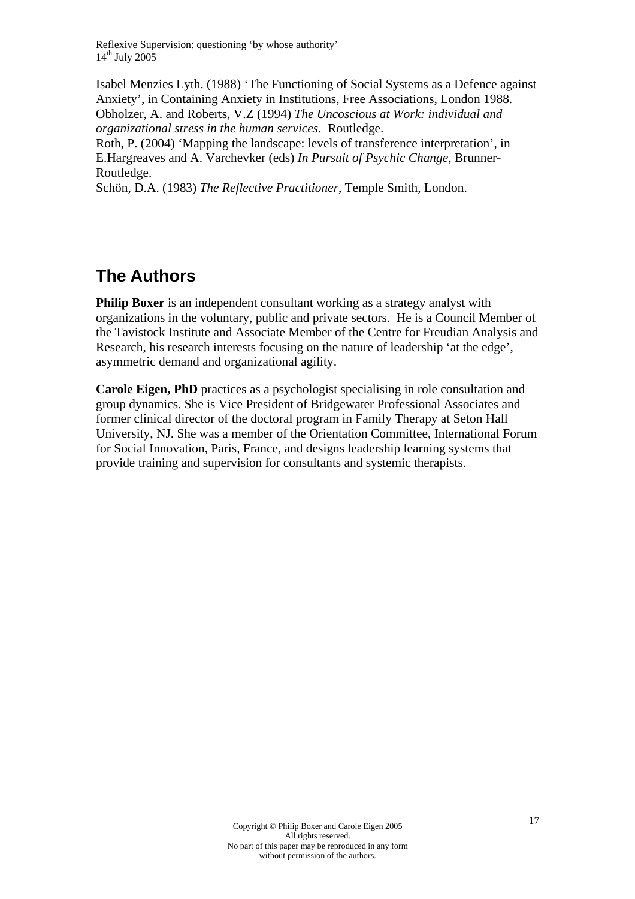Isabel Menzies Lyth. (1988) 'The Functioning of Social Systems as a Defence against Anxiety', in Containing Anxiety in Institutions, Free Associations, London 1988.
Obholzer, A. and Roberts, V.Z (1994) *The Uncoscious at Work: individual and organizational stress in the human services*. Routledge.
Roth, P. (2004) 'Mapping the landscape: levels of transference interpretation', in E.Hargreaves and A. Varchevker (eds) *In Pursuit of Psychic Change*, Brunner-Routledge.
Schön, D.A. (1983) *The Reflective Practitioner*, Temple Smith, London.

## The Authors

**Philip Boxer** is an independent consultant working as a strategy analyst with organizations in the voluntary, public and private sectors. He is a Council Member of the Tavistock Institute and Associate Member of the Centre for Freudian Analysis and Research, his research interests focusing on the nature of leadership 'at the edge', asymmetric demand and organizational agility.

**Carole Eigen, PhD** practices as a psychologist specialising in role consultation and group dynamics. She is Vice President of Bridgewater Professional Associates and former clinical director of the doctoral program in Family Therapy at Seton Hall University, NJ. She was a member of the Orientation Committee, International Forum for Social Innovation, Paris, France, and designs leadership learning systems that provide training and supervision for consultants and systemic therapists.